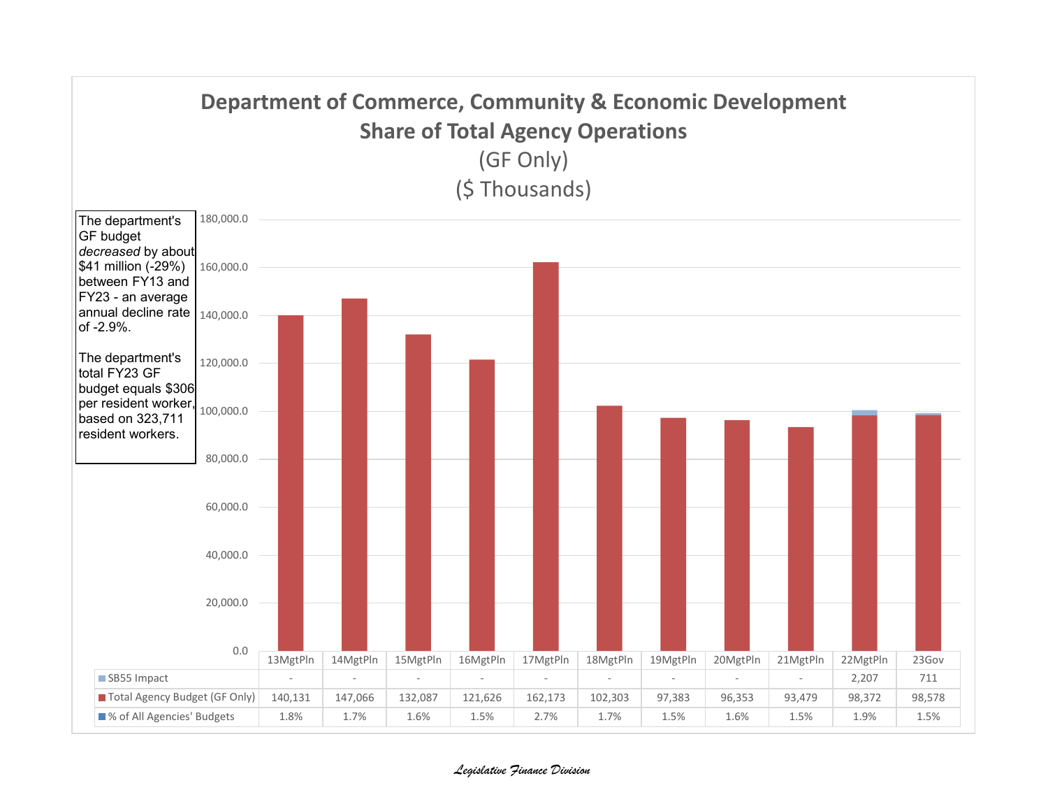# Department of Commerce, Community & Economic Development
## Share of Total Agency Operations
(GF Only)
($ Thousands)

The department's GF budget *decreased* by about $41 million (-29%) between FY13 and FY23 - an average annual decline rate of -2.9%.

The department's total FY23 GF budget equals $306 per resident worker, based on 323,711 resident workers.

| | 13MgtPln | 14MgtPln | 15MgtPln | 16MgtPln | 17MgtPln | 18MgtPln | 19MgtPln | 20MgtPln | 21MgtPln | 22MgtPln | 23Gov |
|---|---|---|---|---|---|---|---|---|---|---|---|
| SB55 Impact | - | - | - | - | - | - | - | - | - | 2,207 | 711 |
| Total Agency Budget (GF Only) | 140,131 | 147,066 | 132,087 | 121,626 | 162,173 | 102,303 | 97,383 | 96,353 | 93,479 | 98,372 | 98,578 |
| % of All Agencies' Budgets | 1.8% | 1.7% | 1.6% | 1.5% | 2.7% | 1.7% | 1.5% | 1.6% | 1.5% | 1.9% | 1.5% |

*Legislative Finance Division*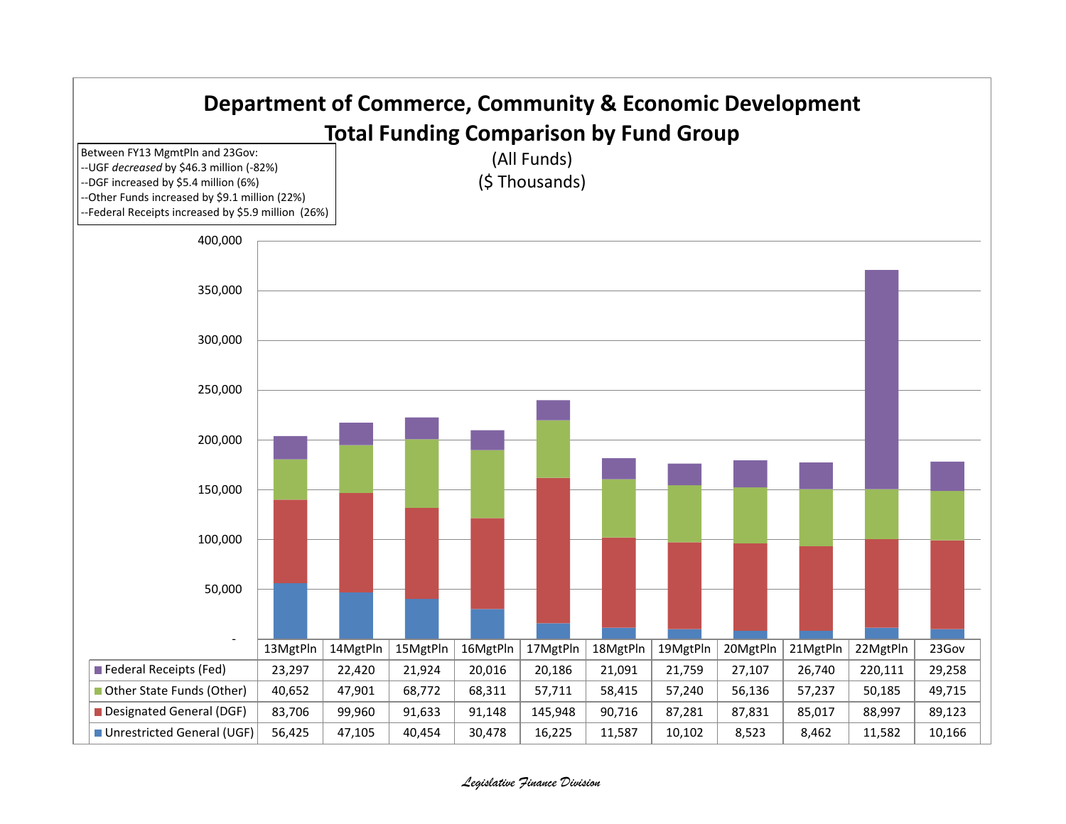# Department of Commerce, Community & Economic Development

## Total Funding Comparison by Fund Group

(All Funds)

($ Thousands)

Between FY13 MgmtPln and 23Gov:
--UGF *decreased* by $46.3 million (-82%)
--DGF increased by $5.4 million (6%)
--Other Funds increased by $9.1 million (22%)
--Federal Receipts increased by $5.9 million (26%)

| | 13MgtPln | 14MgtPln | 15MgtPln | 16MgtPln | 17MgtPln | 18MgtPln | 19MgtPln | 20MgtPln | 21MgtPln | 22MgtPln | 23Gov |
|---|---|---|---|---|---|---|---|---|---|---|---|
| Federal Receipts (Fed) | 23,297 | 22,420 | 21,924 | 20,016 | 20,186 | 21,091 | 21,759 | 27,107 | 26,740 | 220,111 | 29,258 |
| Other State Funds (Other) | 40,652 | 47,901 | 68,772 | 68,311 | 57,711 | 58,415 | 57,240 | 56,136 | 57,237 | 50,185 | 49,715 |
| Designated General (DGF) | 83,706 | 99,960 | 91,633 | 91,148 | 145,948 | 90,716 | 87,281 | 87,831 | 85,017 | 88,997 | 89,123 |
| Unrestricted General (UGF) | 56,425 | 47,105 | 40,454 | 30,478 | 16,225 | 11,587 | 10,102 | 8,523 | 8,462 | 11,582 | 10,166 |

*Legislative Finance Division*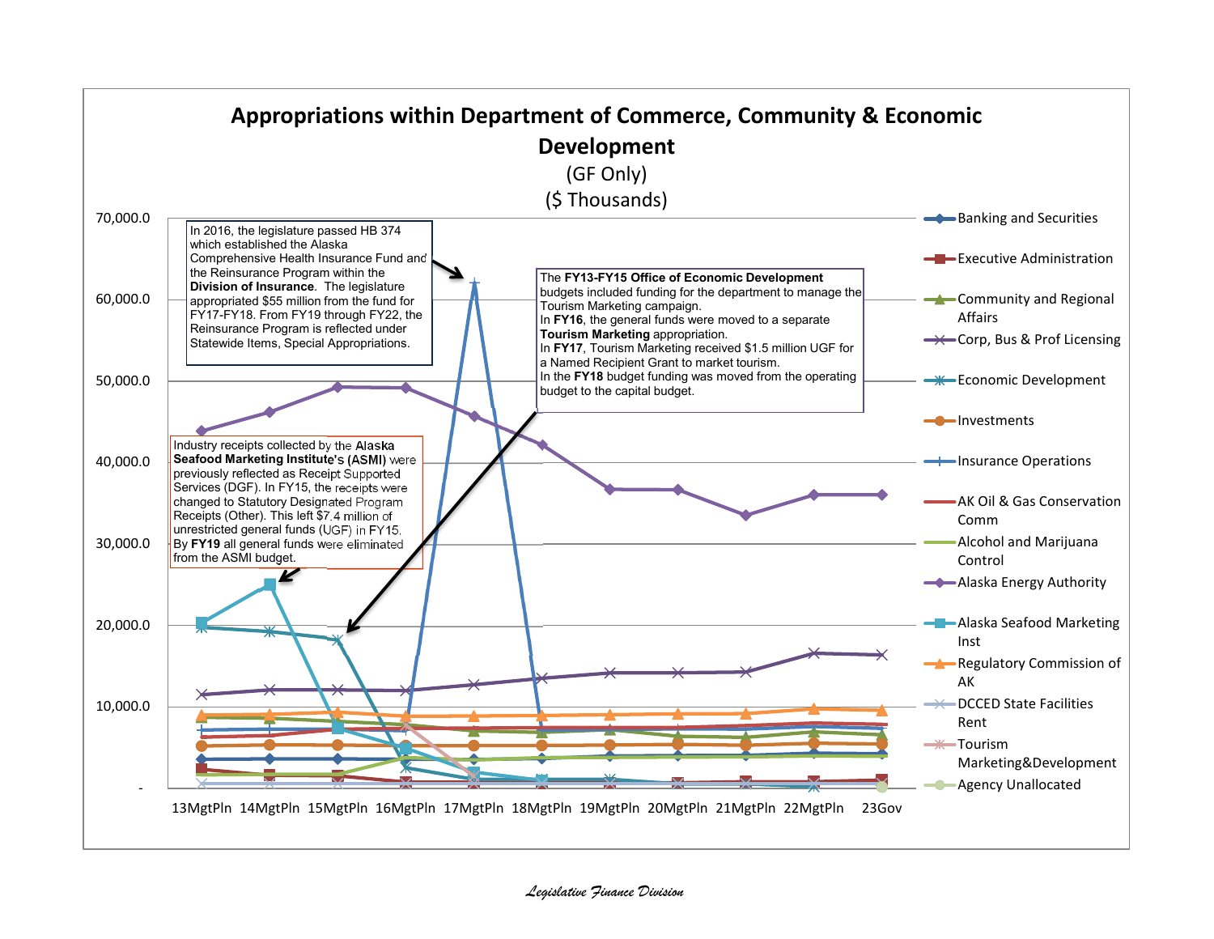# Appropriations within Department of Commerce, Community & Economic Development

(GF Only)

($ Thousands)

70,000.0
60,000.0
50,000.0
40,000.0
30,000.0
20,000.0
10,000.0
-

13MgtPln 14MgtPln 15MgtPln 16MgtPln 17MgtPln 18MgtPln 19MgtPln 20MgtPln 21MgtPln 22MgtPln 23Gov

In 2016, the legislature passed HB 374 which established the Alaska Comprehensive Health Insurance Fund and the Reinsurance Program within the **Division of Insurance**. The legislature appropriated $55 million from the fund for FY17-FY18. From FY19 through FY22, the Reinsurance Program is reflected under Statewide Items, Special Appropriations.

The **FY13-FY15 Office of Economic Development** budgets included funding for the department to manage the Tourism Marketing campaign.
In **FY16**, the general funds were moved to a separate **Tourism Marketing** appropriation.
In **FY17**, Tourism Marketing received $1.5 million UGF for a Named Recipient Grant to market tourism.
In the **FY18** budget funding was moved from the operating budget to the capital budget.

Industry receipts collected by the **Alaska Seafood Marketing Institute's (ASMI)** were previously reflected as Receipt Supported Services (DGF). In FY15, the receipts were changed to Statutory Designated Program Receipts (Other). This left $7.4 million of unrestricted general funds (UGF) in FY15. By **FY19** all general funds were eliminated from the ASMI budget.

Banking and Securities
Executive Administration
Community and Regional Affairs
Corp, Bus & Prof Licensing
Economic Development
Investments
Insurance Operations
AK Oil & Gas Conservation Comm
Alcohol and Marijuana Control
Alaska Energy Authority
Alaska Seafood Marketing Inst
Regulatory Commission of AK
DCCED State Facilities Rent
Tourism Marketing&Development
Agency Unallocated

*Legislative Finance Division*